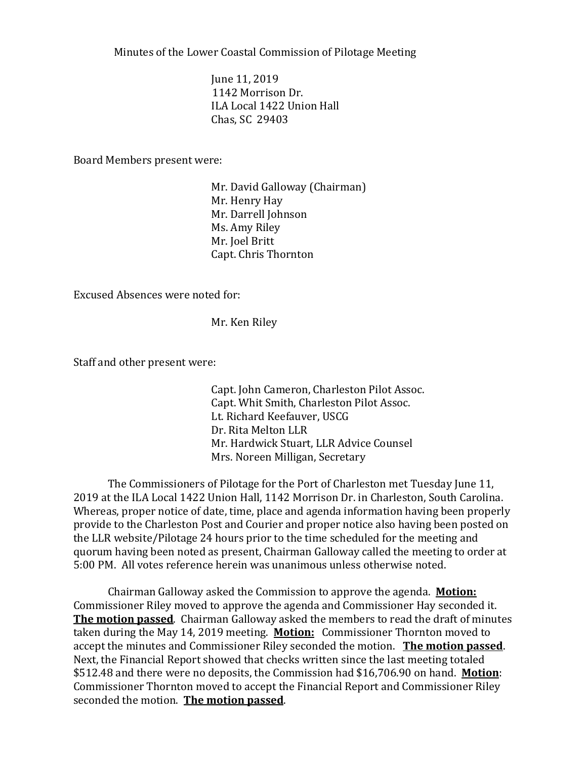Minutes of the Lower Coastal Commission of Pilotage Meeting

June 11, 2019
1142 Morrison Dr.
ILA Local 1422 Union Hall
Chas, SC 29403

Board Members present were:

Mr. David Galloway (Chairman)
Mr. Henry Hay
Mr. Darrell Johnson
Ms. Amy Riley
Mr. Joel Britt
Capt. Chris Thornton

Excused Absences were noted for:

Mr. Ken Riley

Staff and other present were:

Capt. John Cameron, Charleston Pilot Assoc.
Capt. Whit Smith, Charleston Pilot Assoc.
Lt. Richard Keefauver, USCG
Dr. Rita Melton LLR
Mr. Hardwick Stuart, LLR Advice Counsel
Mrs. Noreen Milligan, Secretary

The Commissioners of Pilotage for the Port of Charleston met Tuesday June 11, 2019 at the ILA Local 1422 Union Hall, 1142 Morrison Dr. in Charleston, South Carolina. Whereas, proper notice of date, time, place and agenda information having been properly provide to the Charleston Post and Courier and proper notice also having been posted on the LLR website/Pilotage 24 hours prior to the time scheduled for the meeting and quorum having been noted as present, Chairman Galloway called the meeting to order at 5:00 PM. All votes reference herein was unanimous unless otherwise noted.

Chairman Galloway asked the Commission to approve the agenda. **Motion:** Commissioner Riley moved to approve the agenda and Commissioner Hay seconded it. **The motion passed**. Chairman Galloway asked the members to read the draft of minutes taken during the May 14, 2019 meeting. **Motion:** Commissioner Thornton moved to accept the minutes and Commissioner Riley seconded the motion. **The motion passed**. Next, the Financial Report showed that checks written since the last meeting totaled $512.48 and there were no deposits, the Commission had $16,706.90 on hand. **Motion**: Commissioner Thornton moved to accept the Financial Report and Commissioner Riley seconded the motion. **The motion passed**.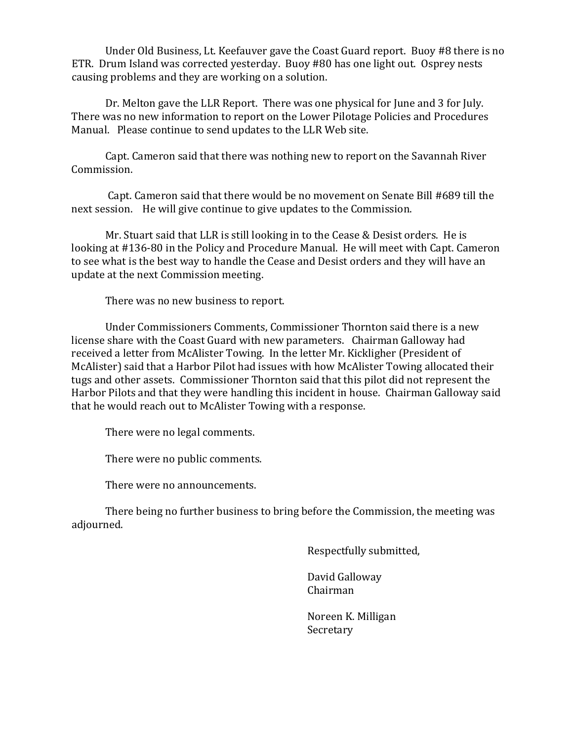Under Old Business, Lt. Keefauver gave the Coast Guard report. Buoy #8 there is no ETR. Drum Island was corrected yesterday. Buoy #80 has one light out. Osprey nests causing problems and they are working on a solution.

Dr. Melton gave the LLR Report. There was one physical for June and 3 for July. There was no new information to report on the Lower Pilotage Policies and Procedures Manual. Please continue to send updates to the LLR Web site.

Capt. Cameron said that there was nothing new to report on the Savannah River Commission.

Capt. Cameron said that there would be no movement on Senate Bill #689 till the next session. He will give continue to give updates to the Commission.

Mr. Stuart said that LLR is still looking in to the Cease & Desist orders. He is looking at #136-80 in the Policy and Procedure Manual. He will meet with Capt. Cameron to see what is the best way to handle the Cease and Desist orders and they will have an update at the next Commission meeting.

There was no new business to report.

Under Commissioners Comments, Commissioner Thornton said there is a new license share with the Coast Guard with new parameters. Chairman Galloway had received a letter from McAlister Towing. In the letter Mr. Kicklighter (President of McAlister) said that a Harbor Pilot had issues with how McAlister Towing allocated their tugs and other assets. Commissioner Thornton said that this pilot did not represent the Harbor Pilots and that they were handling this incident in house. Chairman Galloway said that he would reach out to McAlister Towing with a response.

There were no legal comments.

There were no public comments.

There were no announcements.

There being no further business to bring before the Commission, the meeting was adjourned.

Respectfully submitted,

David Galloway  
Chairman

Noreen K. Milligan  
Secretary